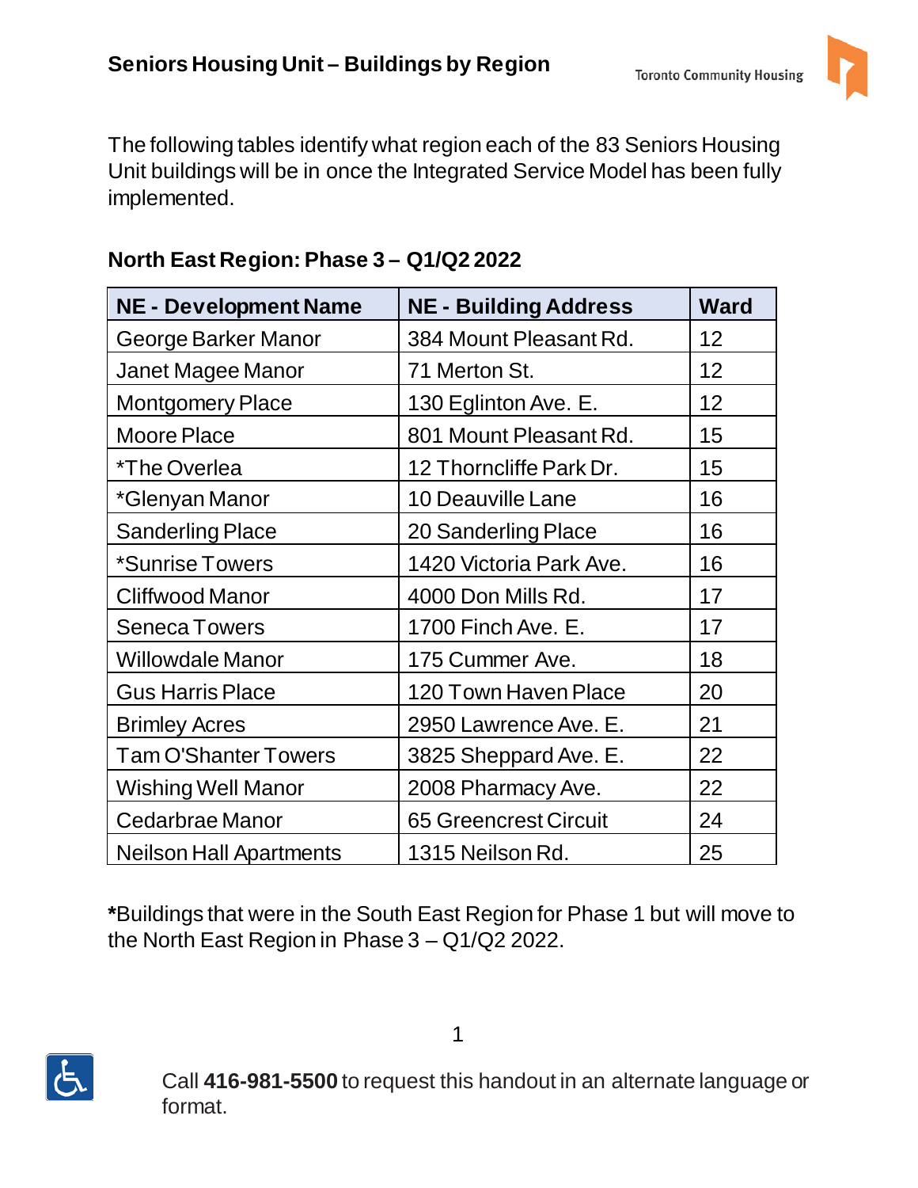# Seniors Housing Unit – Buildings by Region

Toronto Community Housing

The following tables identify what region each of the 83 Seniors Housing Unit buildings will be in once the Integrated Service Model has been fully implemented.

## North East Region: Phase 3 – Q1/Q2 2022

| NE - Development Name | NE - Building Address | Ward |
|---|---|---|
| George Barker Manor | 384 Mount Pleasant Rd. | 12 |
| Janet Magee Manor | 71 Merton St. | 12 |
| Montgomery Place | 130 Eglinton Ave. E. | 12 |
| Moore Place | 801 Mount Pleasant Rd. | 15 |
| *The Overlea | 12 Thorncliffe Park Dr. | 15 |
| *Glenyan Manor | 10 Deauville Lane | 16 |
| Sanderling Place | 20 Sanderling Place | 16 |
| *Sunrise Towers | 1420 Victoria Park Ave. | 16 |
| Cliffwood Manor | 4000 Don Mills Rd. | 17 |
| Seneca Towers | 1700 Finch Ave. E. | 17 |
| Willowdale Manor | 175 Cummer Ave. | 18 |
| Gus Harris Place | 120 Town Haven Place | 20 |
| Brimley Acres | 2950 Lawrence Ave. E. | 21 |
| Tam O'Shanter Towers | 3825 Sheppard Ave. E. | 22 |
| Wishing Well Manor | 2008 Pharmacy Ave. | 22 |
| Cedarbrae Manor | 65 Greencrest Circuit | 24 |
| Neilson Hall Apartments | 1315 Neilson Rd. | 25 |

**\***Buildings that were in the South East Region for Phase 1 but will move to the North East Region in Phase 3 – Q1/Q2 2022.

Call **416-981-5500** to request this handout in an alternate language or format.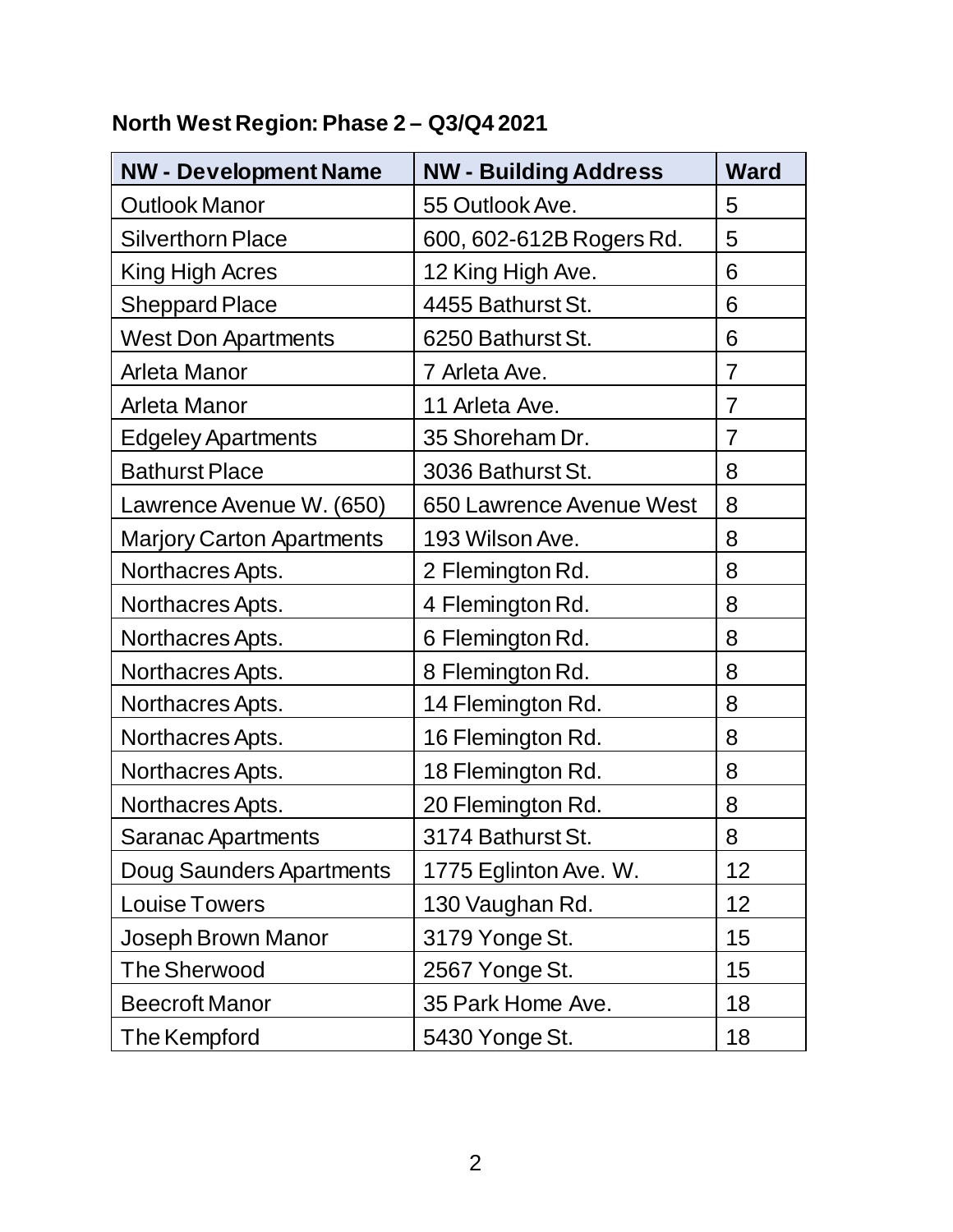**North West Region: Phase 2 – Q3/Q4 2021**

| NW - Development Name | NW - Building Address | Ward |
|---|---|---|
| Outlook Manor | 55 Outlook Ave. | 5 |
| Silverthorn Place | 600, 602-612B Rogers Rd. | 5 |
| King High Acres | 12 King High Ave. | 6 |
| Sheppard Place | 4455 Bathurst St. | 6 |
| West Don Apartments | 6250 Bathurst St. | 6 |
| Arleta Manor | 7 Arleta Ave. | 7 |
| Arleta Manor | 11 Arleta Ave. | 7 |
| Edgeley Apartments | 35 Shoreham Dr. | 7 |
| Bathurst Place | 3036 Bathurst St. | 8 |
| Lawrence Avenue W. (650) | 650 Lawrence Avenue West | 8 |
| Marjory Carton Apartments | 193 Wilson Ave. | 8 |
| Northacres Apts. | 2 Flemington Rd. | 8 |
| Northacres Apts. | 4 Flemington Rd. | 8 |
| Northacres Apts. | 6 Flemington Rd. | 8 |
| Northacres Apts. | 8 Flemington Rd. | 8 |
| Northacres Apts. | 14 Flemington Rd. | 8 |
| Northacres Apts. | 16 Flemington Rd. | 8 |
| Northacres Apts. | 18 Flemington Rd. | 8 |
| Northacres Apts. | 20 Flemington Rd. | 8 |
| Saranac Apartments | 3174 Bathurst St. | 8 |
| Doug Saunders Apartments | 1775 Eglinton Ave. W. | 12 |
| Louise Towers | 130 Vaughan Rd. | 12 |
| Joseph Brown Manor | 3179 Yonge St. | 15 |
| The Sherwood | 2567 Yonge St. | 15 |
| Beecroft Manor | 35 Park Home Ave. | 18 |
| The Kempford | 5430 Yonge St. | 18 |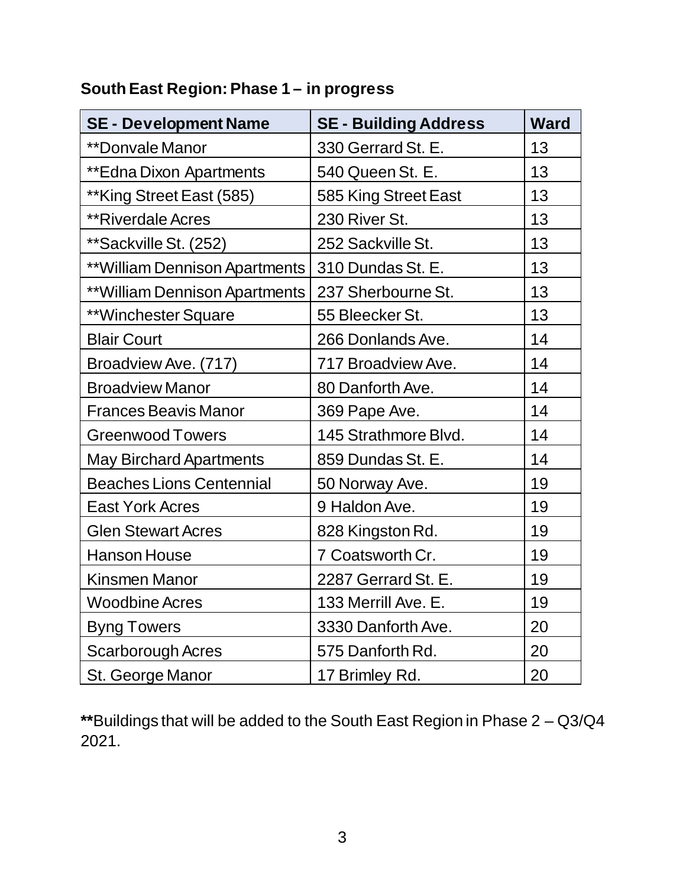**South East Region: Phase 1 – in progress**

| SE - Development Name | SE - Building Address | Ward |
|---|---|---|
| **Donvale Manor | 330 Gerrard St. E. | 13 |
| **Edna Dixon Apartments | 540 Queen St. E. | 13 |
| **King Street East (585) | 585 King Street East | 13 |
| **Riverdale Acres | 230 River St. | 13 |
| **Sackville St. (252) | 252 Sackville St. | 13 |
| **William Dennison Apartments | 310 Dundas St. E. | 13 |
| **William Dennison Apartments | 237 Sherbourne St. | 13 |
| **Winchester Square | 55 Bleecker St. | 13 |
| Blair Court | 266 Donlands Ave. | 14 |
| Broadview Ave. (717) | 717 Broadview Ave. | 14 |
| Broadview Manor | 80 Danforth Ave. | 14 |
| Frances Beavis Manor | 369 Pape Ave. | 14 |
| Greenwood Towers | 145 Strathmore Blvd. | 14 |
| May Birchard Apartments | 859 Dundas St. E. | 14 |
| Beaches Lions Centennial | 50 Norway Ave. | 19 |
| East York Acres | 9 Haldon Ave. | 19 |
| Glen Stewart Acres | 828 Kingston Rd. | 19 |
| Hanson House | 7 Coatsworth Cr. | 19 |
| Kinsmen Manor | 2287 Gerrard St. E. | 19 |
| Woodbine Acres | 133 Merrill Ave. E. | 19 |
| Byng Towers | 3330 Danforth Ave. | 20 |
| Scarborough Acres | 575 Danforth Rd. | 20 |
| St. George Manor | 17 Brimley Rd. | 20 |

**Buildings that will be added to the South East Region in Phase 2 – Q3/Q4 2021.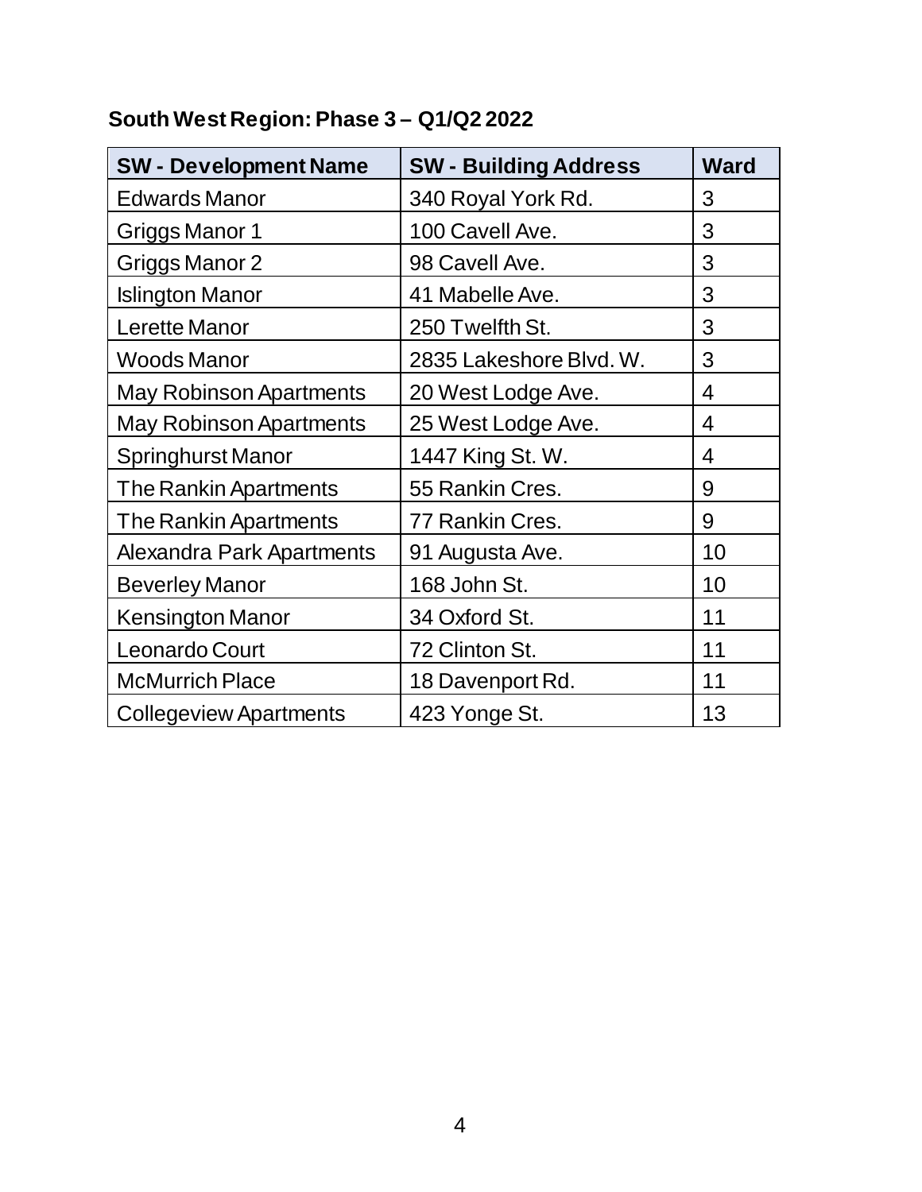**South West Region: Phase 3 – Q1/Q2 2022**

| SW - Development Name | SW - Building Address | Ward |
|---|---|---|
| Edwards Manor | 340 Royal York Rd. | 3 |
| Griggs Manor 1 | 100 Cavell Ave. | 3 |
| Griggs Manor 2 | 98 Cavell Ave. | 3 |
| Islington Manor | 41 Mabelle Ave. | 3 |
| Lerette Manor | 250 Twelfth St. | 3 |
| Woods Manor | 2835 Lakeshore Blvd. W. | 3 |
| May Robinson Apartments | 20 West Lodge Ave. | 4 |
| May Robinson Apartments | 25 West Lodge Ave. | 4 |
| Springhurst Manor | 1447 King St. W. | 4 |
| The Rankin Apartments | 55 Rankin Cres. | 9 |
| The Rankin Apartments | 77 Rankin Cres. | 9 |
| Alexandra Park Apartments | 91 Augusta Ave. | 10 |
| Beverley Manor | 168 John St. | 10 |
| Kensington Manor | 34 Oxford St. | 11 |
| Leonardo Court | 72 Clinton St. | 11 |
| McMurrich Place | 18 Davenport Rd. | 11 |
| Collegeview Apartments | 423 Yonge St. | 13 |